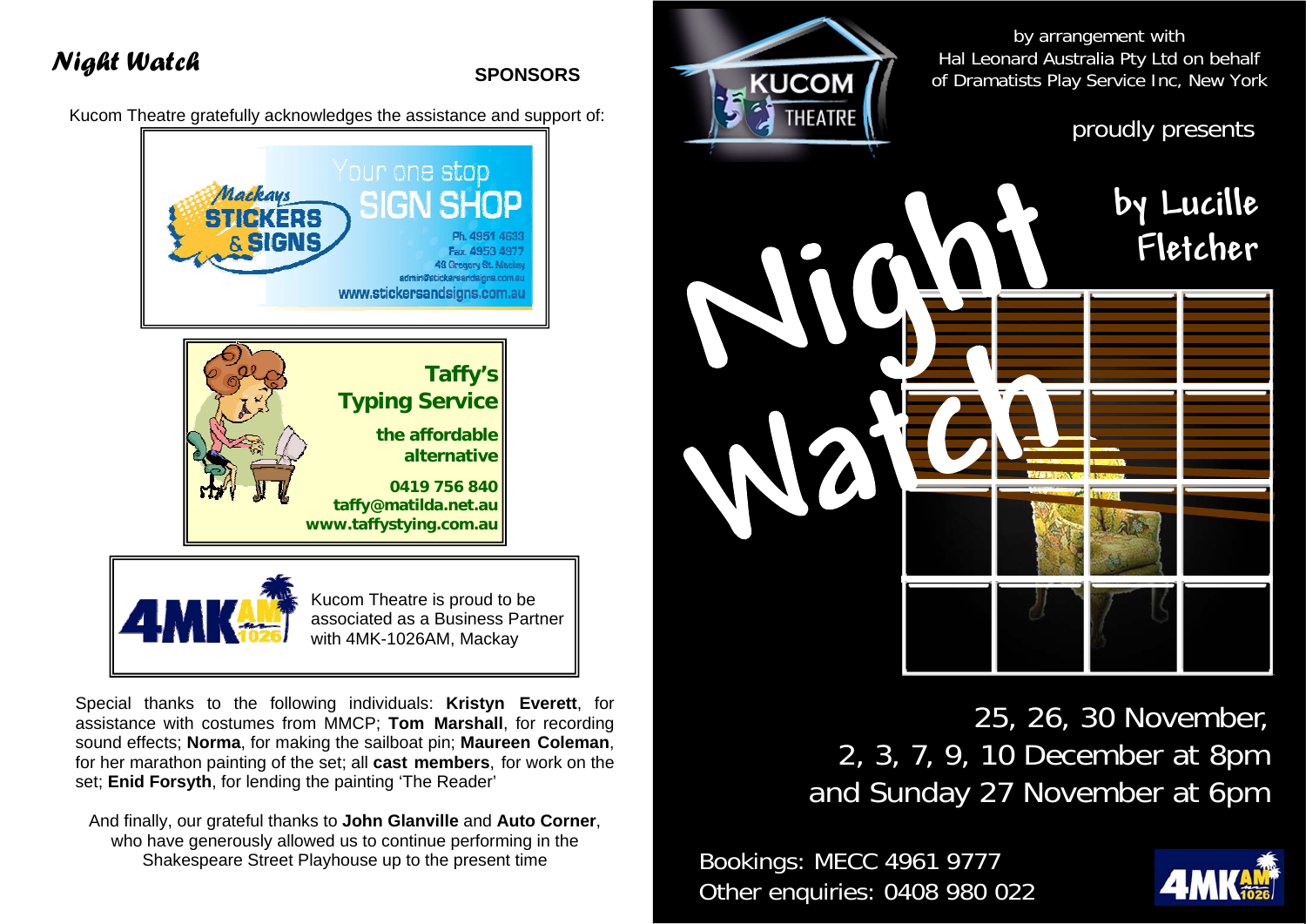# Night Watch

## SPONSORS

Kucom Theatre gratefully acknowledges the assistance and support of:

Mackays STICKERS & SIGNS
Your one stop SIGN SHOP
Ph. 4951 4633
Fax. 4953 4977
48 Gregory St. Mackay
admin@stickersandsigns.com.au
www.stickersandsigns.com.au

**Taffy's Typing Service**
**the affordable alternative**
**0419 756 840**
**taffy@matilda.net.au**
**www.taffystyping.com.au**

4MK AM 1026
Kucom Theatre is proud to be associated as a Business Partner with 4MK-1026AM, Mackay

Special thanks to the following individuals: **Kristyn Everett**, for assistance with costumes from MMCP; **Tom Marshall**, for recording sound effects; **Norma**, for making the sailboat pin; **Maureen Coleman**, for her marathon painting of the set; all **cast members**, for work on the set; **Enid Forsyth**, for lending the painting 'The Reader'

And finally, our grateful thanks to **John Glanville** and **Auto Corner**, who have generously allowed us to continue performing in the Shakespeare Street Playhouse up to the present time

KUCOM THEATRE

by arrangement with Hal Leonard Australia Pty Ltd on behalf of Dramatists Play Service Inc, New York

proudly presents

# Night Watch

by Lucille Fletcher

25, 26, 30 November,
2, 3, 7, 9, 10 December at 8pm
and Sunday 27 November at 6pm

Bookings: MECC 4961 9777
Other enquiries: 0408 980 022

4MK AM 1026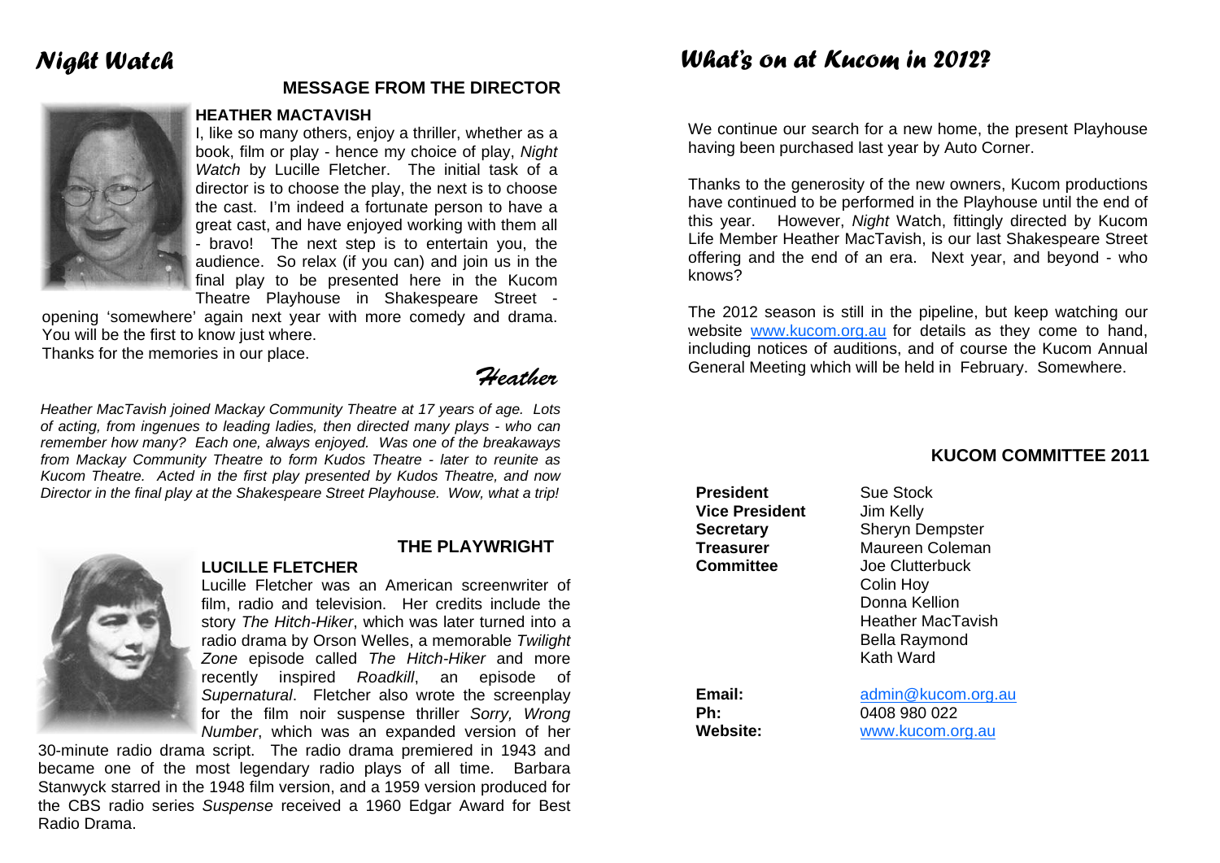# *Night Watch*

## MESSAGE FROM THE DIRECTOR

### HEATHER MACTAVISH

I, like so many others, enjoy a thriller, whether as a book, film or play - hence my choice of play, *Night Watch* by Lucille Fletcher. The initial task of a director is to choose the play, the next is to choose the cast. I'm indeed a fortunate person to have a great cast, and have enjoyed working with them all - bravo! The next step is to entertain you, the audience. So relax (if you can) and join us in the final play to be presented here in the Kucom Theatre Playhouse in Shakespeare Street - opening 'somewhere' again next year with more comedy and drama. You will be the first to know just where.

Thanks for the memories in our place.

*Heather*

*Heather MacTavish joined Mackay Community Theatre at 17 years of age. Lots of acting, from ingenues to leading ladies, then directed many plays - who can remember how many? Each one, always enjoyed. Was one of the breakaways from Mackay Community Theatre to form Kudos Theatre - later to reunite as Kucom Theatre. Acted in the first play presented by Kudos Theatre, and now Director in the final play at the Shakespeare Street Playhouse. Wow, what a trip!*

## THE PLAYWRIGHT

### LUCILLE FLETCHER

Lucille Fletcher was an American screenwriter of film, radio and television. Her credits include the story *The Hitch-Hiker*, which was later turned into a radio drama by Orson Welles, a memorable *Twilight Zone* episode called *The Hitch-Hiker* and more recently inspired *Roadkill*, an episode of *Supernatural*. Fletcher also wrote the screenplay for the film noir suspense thriller *Sorry, Wrong Number*, which was an expanded version of her 30-minute radio drama script. The radio drama premiered in 1943 and became one of the most legendary radio plays of all time. Barbara Stanwyck starred in the 1948 film version, and a 1959 version produced for the CBS radio series *Suspense* received a 1960 Edgar Award for Best Radio Drama.

# *What's on at Kucom in 2012?*

We continue our search for a new home, the present Playhouse having been purchased last year by Auto Corner.

Thanks to the generosity of the new owners, Kucom productions have continued to be performed in the Playhouse until the end of this year. However, *Night* Watch, fittingly directed by Kucom Life Member Heather MacTavish, is our last Shakespeare Street offering and the end of an era. Next year, and beyond - who knows?

The 2012 season is still in the pipeline, but keep watching our website www.kucom.org.au for details as they come to hand, including notices of auditions, and of course the Kucom Annual General Meeting which will be held in February. Somewhere.

## KUCOM COMMITTEE 2011

| | |
|---|---|
| **President** | Sue Stock |
| **Vice President** | Jim Kelly |
| **Secretary** | Sheryn Dempster |
| **Treasurer** | Maureen Coleman |
| **Committee** | Joe Clutterbuck |
| | Colin Hoy |
| | Donna Kellion |
| | Heather MacTavish |
| | Bella Raymond |
| | Kath Ward |

| | |
|---|---|
| **Email:** | admin@kucom.org.au |
| **Ph:** | 0408 980 022 |
| **Website:** | www.kucom.org.au |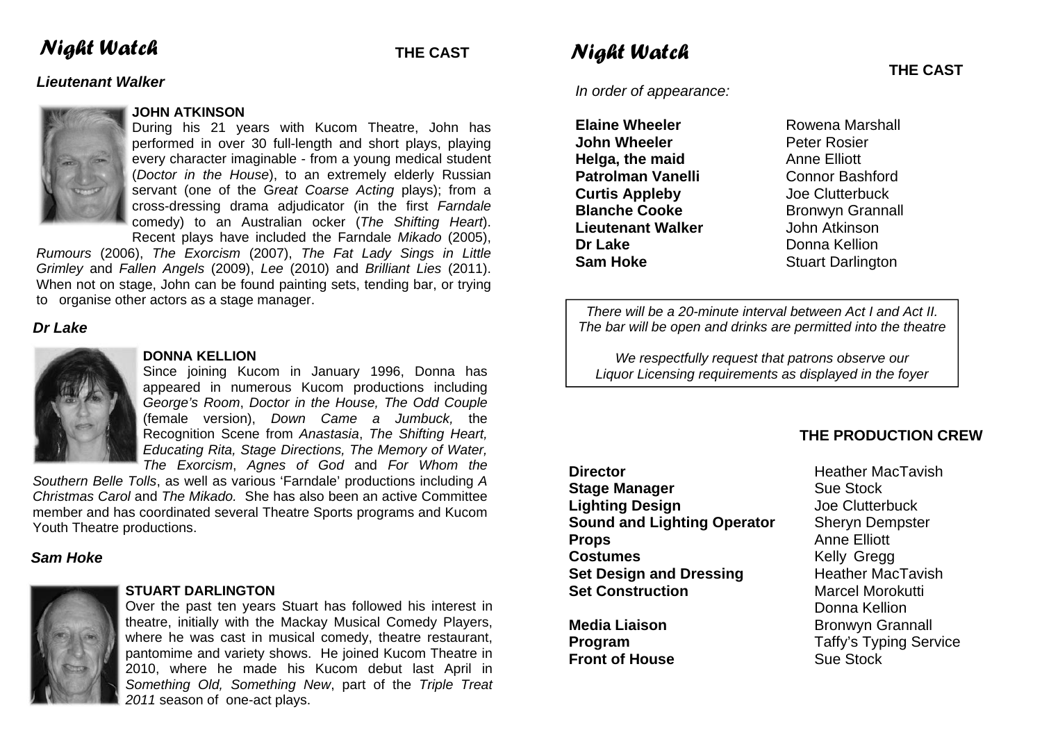# *Night Watch*

## THE CAST

### *Lieutenant Walker*

**JOHN ATKINSON**

During his 21 years with Kucom Theatre, John has performed in over 30 full-length and short plays, playing every character imaginable - from a young medical student (*Doctor in the House*), to an extremely elderly Russian servant (one of the G*reat Coarse Acting* plays); from a cross-dressing drama adjudicator (in the first *Farndale* comedy) to an Australian ocker (*The Shifting Heart*). Recent plays have included the Farndale *Mikado* (2005), *Rumours* (2006), *The Exorcism* (2007), *The Fat Lady Sings in Little Grimley* and *Fallen Angels* (2009), *Lee* (2010) and *Brilliant Lies* (2011). When not on stage, John can be found painting sets, tending bar, or trying to organise other actors as a stage manager.

### *Dr Lake*

**DONNA KELLION**

Since joining Kucom in January 1996, Donna has appeared in numerous Kucom productions including *George's Room*, *Doctor in the House, The Odd Couple* (female version), *Down Came a Jumbuck,* the Recognition Scene from *Anastasia*, *The Shifting Heart, Educating Rita, Stage Directions, The Memory of Water, The Exorcism*, *Agnes of God* and *For Whom the Southern Belle Tolls*, as well as various 'Farndale' productions including *A Christmas Carol* and *The Mikado.* She has also been an active Committee member and has coordinated several Theatre Sports programs and Kucom Youth Theatre productions.

### *Sam Hoke*

**STUART DARLINGTON**

Over the past ten years Stuart has followed his interest in theatre, initially with the Mackay Musical Comedy Players, where he was cast in musical comedy, theatre restaurant, pantomime and variety shows. He joined Kucom Theatre in 2010, where he made his Kucom debut last April in *Something Old, Something New*, part of the *Triple Treat 2011* season of one-act plays.

# *Night Watch*

## THE CAST

*In order of appearance:*

| | |
|---|---|
| **Elaine Wheeler** | Rowena Marshall |
| **John Wheeler** | Peter Rosier |
| **Helga, the maid** | Anne Elliott |
| **Patrolman Vanelli** | Connor Bashford |
| **Curtis Appleby** | Joe Clutterbuck |
| **Blanche Cooke** | Bronwyn Grannall |
| **Lieutenant Walker** | John Atkinson |
| **Dr Lake** | Donna Kellion |
| **Sam Hoke** | Stuart Darlington |

*There will be a 20-minute interval between Act I and Act II. The bar will be open and drinks are permitted into the theatre*

*We respectfully request that patrons observe our Liquor Licensing requirements as displayed in the foyer*

## THE PRODUCTION CREW

| | |
|---|---|
| **Director** | Heather MacTavish |
| **Stage Manager** | Sue Stock |
| **Lighting Design** | Joe Clutterbuck |
| **Sound and Lighting Operator** | Sheryn Dempster |
| **Props** | Anne Elliott |
| **Costumes** | Kelly Gregg |
| **Set Design and Dressing** | Heather MacTavish |
| **Set Construction** | Marcel Morokutti<br>Donna Kellion |
| **Media Liaison** | Bronwyn Grannall |
| **Program** | Taffy's Typing Service |
| **Front of House** | Sue Stock |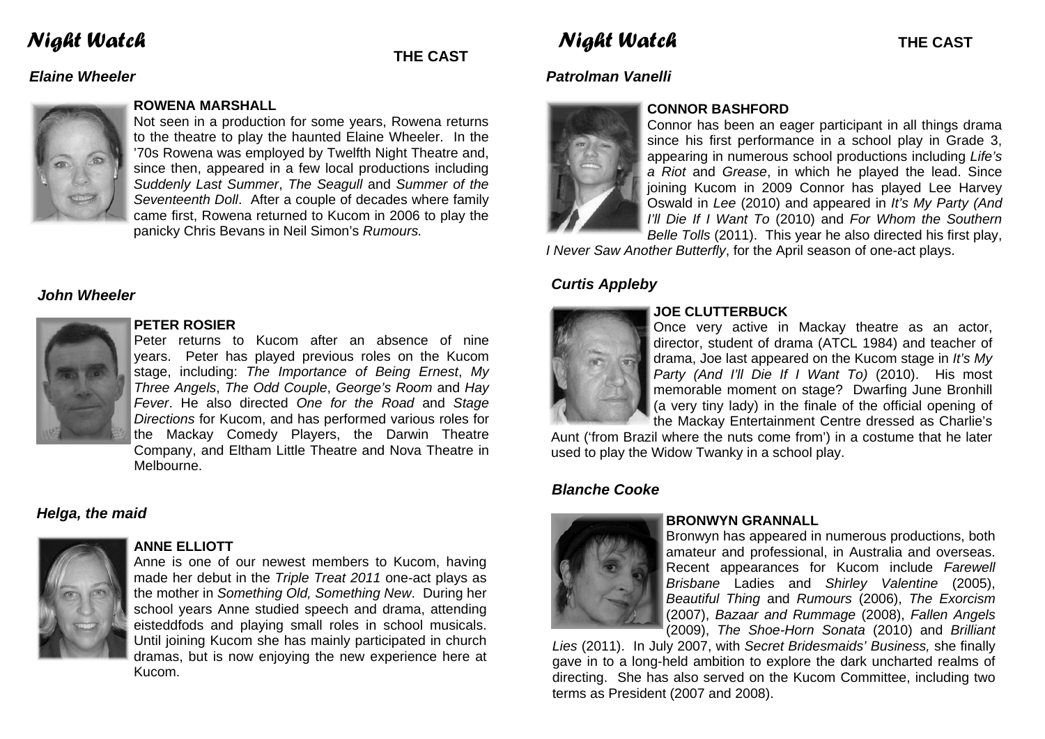# Night Watch

## THE CAST

### *Elaine Wheeler*

**ROWENA MARSHALL**

Not seen in a production for some years, Rowena returns to the theatre to play the haunted Elaine Wheeler. In the '70s Rowena was employed by Twelfth Night Theatre and, since then, appeared in a few local productions including *Suddenly Last Summer*, *The Seagull* and *Summer of the Seventeenth Doll*. After a couple of decades where family came first, Rowena returned to Kucom in 2006 to play the panicky Chris Bevans in Neil Simon's *Rumours.*

### *John Wheeler*

**PETER ROSIER**

Peter returns to Kucom after an absence of nine years. Peter has played previous roles on the Kucom stage, including: *The Importance of Being Ernest*, *My Three Angels*, *The Odd Couple*, *George's Room* and *Hay Fever*. He also directed *One for the Road* and *Stage Directions* for Kucom, and has performed various roles for the Mackay Comedy Players, the Darwin Theatre Company, and Eltham Little Theatre and Nova Theatre in Melbourne.

### *Helga, the maid*

**ANNE ELLIOTT**

Anne is one of our newest members to Kucom, having made her debut in the *Triple Treat 2011* one-act plays as the mother in *Something Old, Something New*. During her school years Anne studied speech and drama, attending eisteddfods and playing small roles in school musicals. Until joining Kucom she has mainly participated in church dramas, but is now enjoying the new experience here at Kucom.

# Night Watch

## THE CAST

### *Patrolman Vanelli*

**CONNOR BASHFORD**

Connor has been an eager participant in all things drama since his first performance in a school play in Grade 3, appearing in numerous school productions including *Life's a Riot* and *Grease*, in which he played the lead. Since joining Kucom in 2009 Connor has played Lee Harvey Oswald in *Lee* (2010) and appeared in *It's My Party (And I'll Die If I Want To* (2010) and *For Whom the Southern Belle Tolls* (2011). This year he also directed his first play, *I Never Saw Another Butterfly*, for the April season of one-act plays.

### *Curtis Appleby*

**JOE CLUTTERBUCK**

Once very active in Mackay theatre as an actor, director, student of drama (ATCL 1984) and teacher of drama, Joe last appeared on the Kucom stage in *It's My Party (And I'll Die If I Want To)* (2010). His most memorable moment on stage? Dwarfing June Bronhill (a very tiny lady) in the finale of the official opening of the Mackay Entertainment Centre dressed as Charlie's Aunt ('from Brazil where the nuts come from') in a costume that he later used to play the Widow Twanky in a school play.

### *Blanche Cooke*

**BRONWYN GRANNALL**

Bronwyn has appeared in numerous productions, both amateur and professional, in Australia and overseas. Recent appearances for Kucom include *Farewell Brisbane* Ladies and *Shirley Valentine* (2005), *Beautiful Thing* and *Rumours* (2006), *The Exorcism* (2007), *Bazaar and Rummage* (2008), *Fallen Angels* (2009), *The Shoe-Horn Sonata* (2010) and *Brilliant Lies* (2011). In July 2007, with *Secret Bridesmaids' Business,* she finally gave in to a long-held ambition to explore the dark uncharted realms of directing. She has also served on the Kucom Committee, including two terms as President (2007 and 2008).